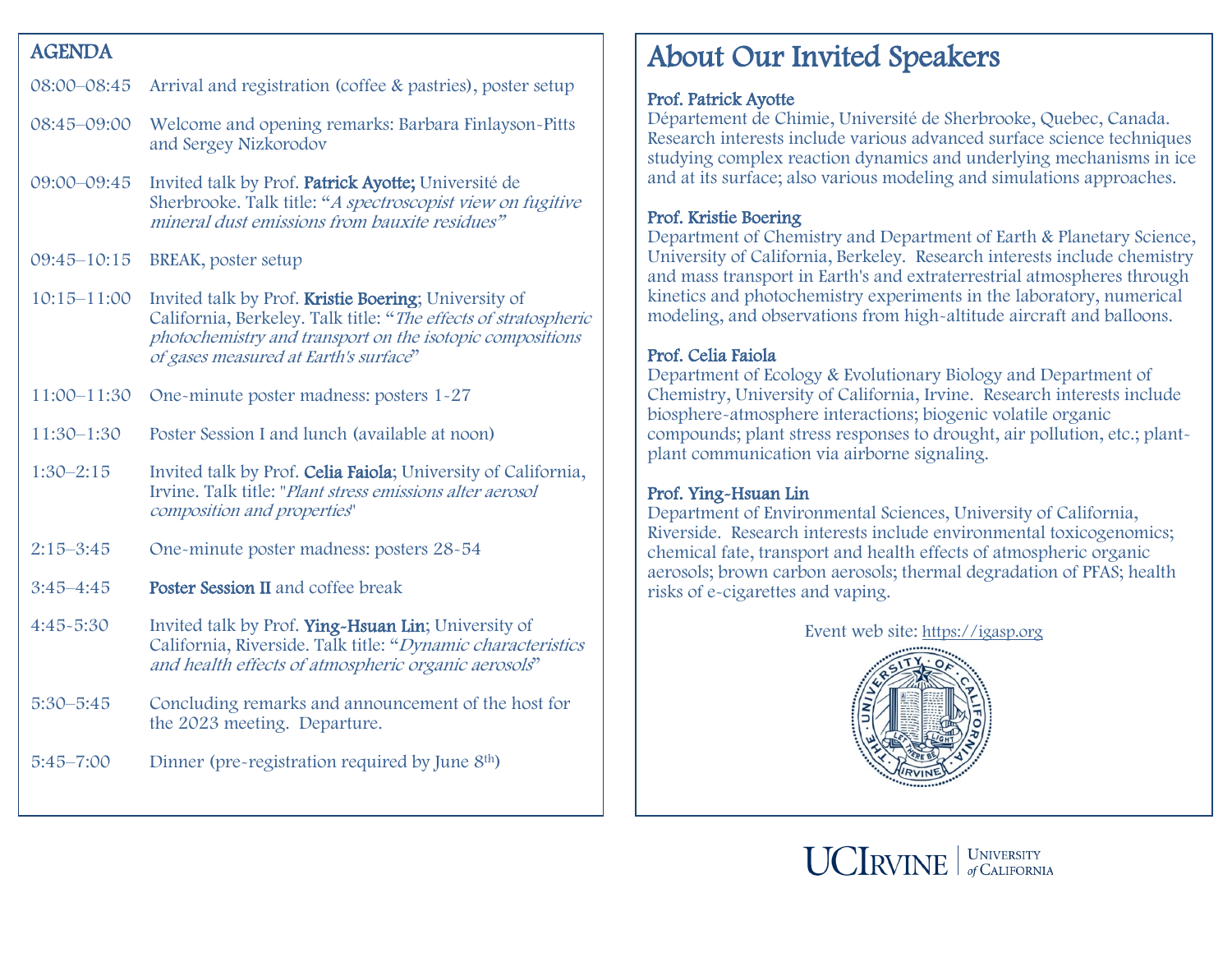## AGENDA

| | |
|---|---|
| 08:00–08:45 | Arrival and registration (coffee & pastries), poster setup |
| 08:45–09:00 | Welcome and opening remarks: Barbara Finlayson-Pitts and Sergey Nizkorodov |
| 09:00–09:45 | Invited talk by Prof. **Patrick Ayotte;** Université de Sherbrooke. Talk title: "*A spectroscopist view on fugitive mineral dust emissions from bauxite residues*" |
| 09:45–10:15 | BREAK, poster setup |
| 10:15–11:00 | Invited talk by Prof. **Kristie Boering**; University of California, Berkeley. Talk title: "*The effects of stratospheric photochemistry and transport on the isotopic compositions of gases measured at Earth's surface*" |
| 11:00–11:30 | One-minute poster madness: posters 1-27 |
| 11:30–1:30 | Poster Session I and lunch (available at noon) |
| 1:30–2:15 | Invited talk by Prof. **Celia Faiola**; University of California, Irvine. Talk title: "*Plant stress emissions alter aerosol composition and properties*" |
| 2:15–3:45 | One-minute poster madness: posters 28-54 |
| 3:45–4:45 | **Poster Session II** and coffee break |
| 4:45-5:30 | Invited talk by Prof. **Ying-Hsuan Lin**; University of California, Riverside. Talk title: "*Dynamic characteristics and health effects of atmospheric organic aerosols*" |
| 5:30–5:45 | Concluding remarks and announcement of the host for the 2023 meeting. Departure. |
| 5:45–7:00 | Dinner (pre-registration required by June 8th) |

# About Our Invited Speakers

**Prof. Patrick Ayotte**
Département de Chimie, Université de Sherbrooke, Quebec, Canada. Research interests include various advanced surface science techniques studying complex reaction dynamics and underlying mechanisms in ice and at its surface; also various modeling and simulations approaches.

**Prof. Kristie Boering**
Department of Chemistry and Department of Earth & Planetary Science, University of California, Berkeley. Research interests include chemistry and mass transport in Earth's and extraterrestrial atmospheres through kinetics and photochemistry experiments in the laboratory, numerical modeling, and observations from high-altitude aircraft and balloons.

**Prof. Celia Faiola**
Department of Ecology & Evolutionary Biology and Department of Chemistry, University of California, Irvine. Research interests include biosphere-atmosphere interactions; biogenic volatile organic compounds; plant stress responses to drought, air pollution, etc.; plant-plant communication via airborne signaling.

**Prof. Ying-Hsuan Lin**
Department of Environmental Sciences, University of California, Riverside. Research interests include environmental toxicogenomics; chemical fate, transport and health effects of atmospheric organic aerosols; brown carbon aerosols; thermal degradation of PFAS; health risks of e-cigarettes and vaping.

Event web site: https://igasp.org

UCIRVINE | UNIVERSITY of CALIFORNIA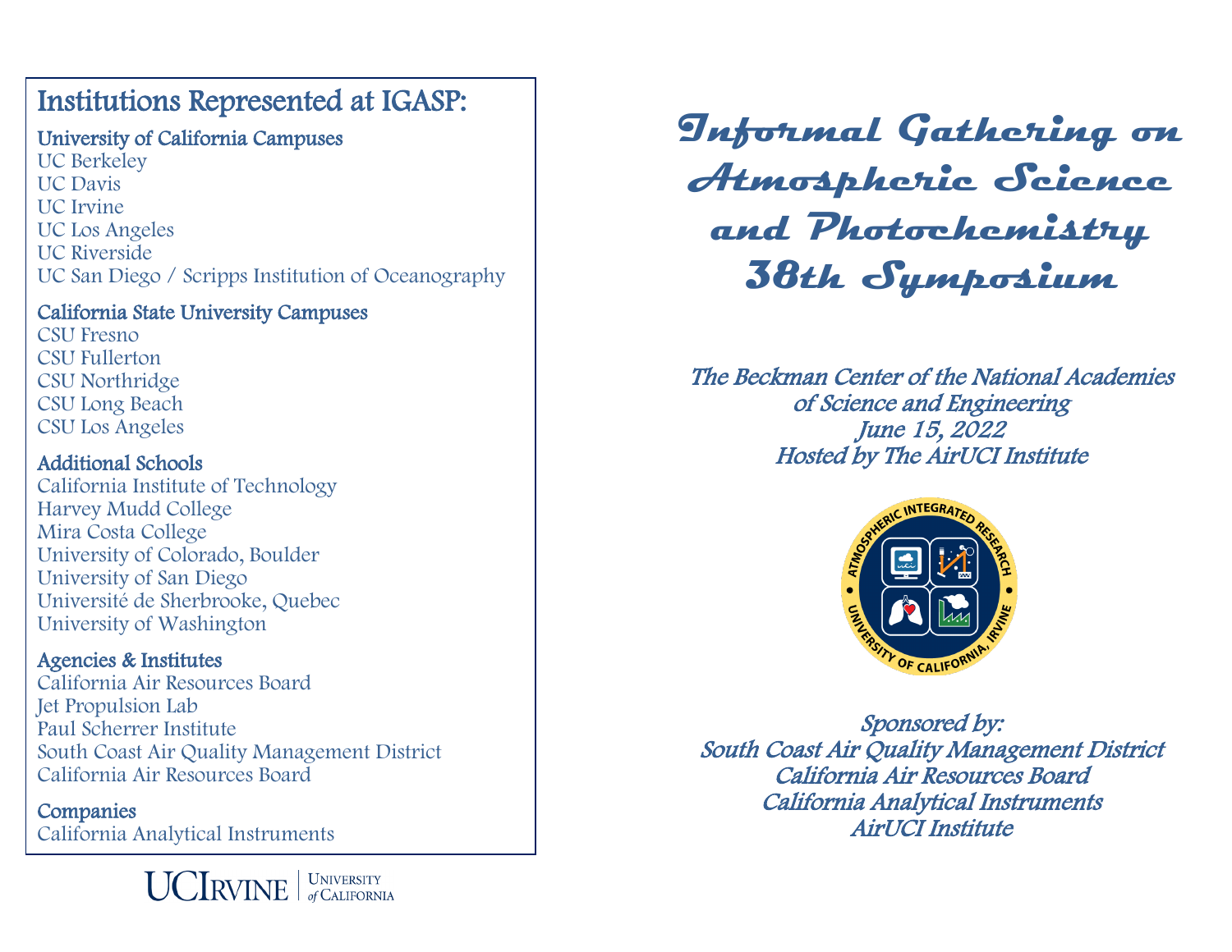## Institutions Represented at IGASP:

### University of California Campuses

UC Berkeley
UC Davis
UC Irvine
UC Los Angeles
UC Riverside
UC San Diego / Scripps Institution of Oceanography

### California State University Campuses

CSU Fresno
CSU Fullerton
CSU Northridge
CSU Long Beach
CSU Los Angeles

### Additional Schools

California Institute of Technology
Harvey Mudd College
Mira Costa College
University of Colorado, Boulder
University of San Diego
Université de Sherbrooke, Quebec
University of Washington

### Agencies & Institutes

California Air Resources Board
Jet Propulsion Lab
Paul Scherrer Institute
South Coast Air Quality Management District
California Air Resources Board

### Companies

California Analytical Instruments

UCIrvine | University of California

# Informal Gathering on Atmospheric Science and Photochemistry 38th Symposium

*The Beckman Center of the National Academies of Science and Engineering*
*June 15, 2022*
*Hosted by The AirUCI Institute*

Atmospheric Integrated Research — University of California, Irvine

*Sponsored by:*
*South Coast Air Quality Management District*
*California Air Resources Board*
*California Analytical Instruments*
*AirUCI Institute*